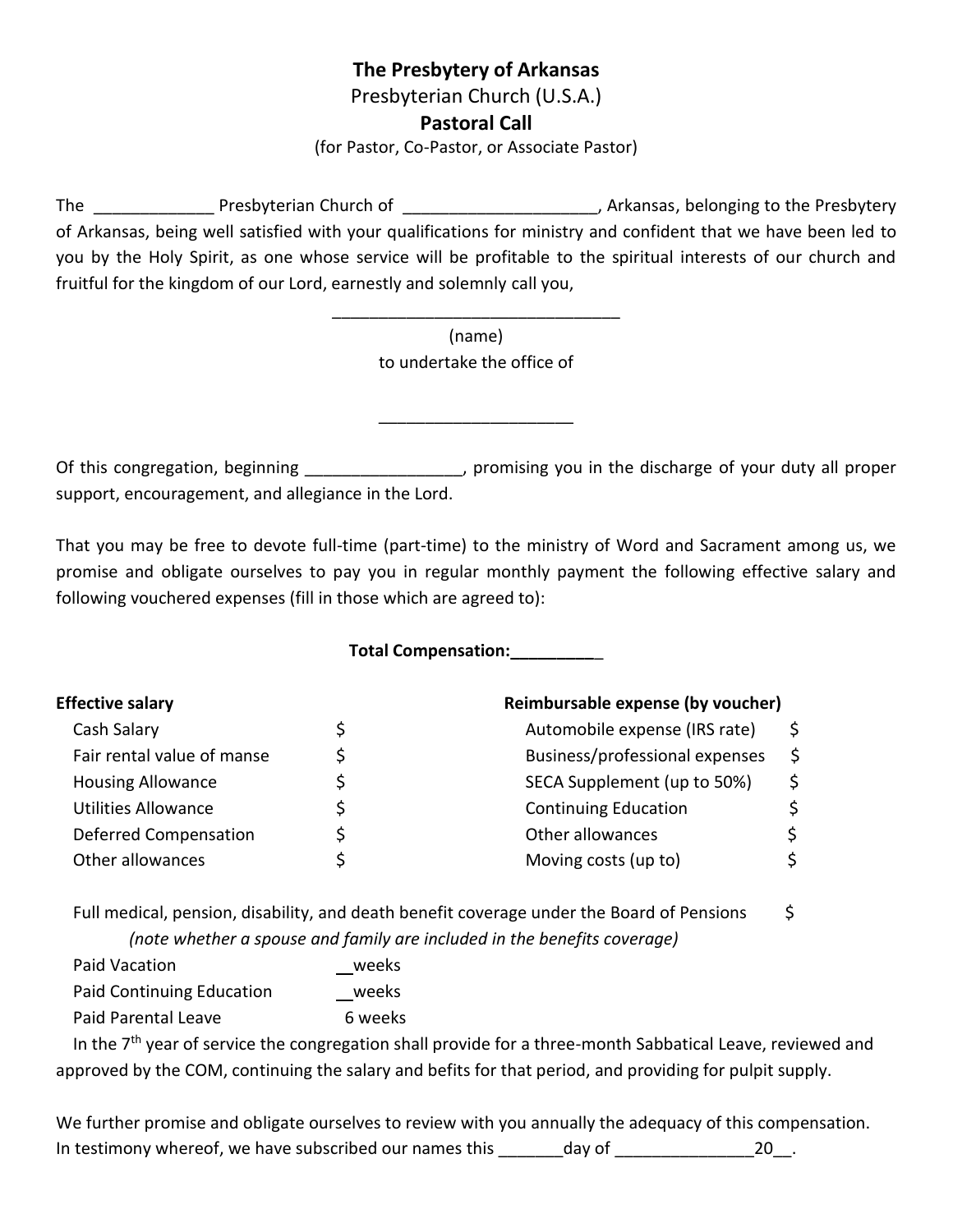**The Presbytery of Arkansas**

Presbyterian Church (U.S.A.)

**Pastoral Call**

(for Pastor, Co-Pastor, or Associate Pastor)

The ____________ Presbyterian Church of ____________________, Arkansas, belonging to the Presbytery of Arkansas, being well satisfied with your qualifications for ministry and confident that we have been led to you by the Holy Spirit, as one whose service will be profitable to the spiritual interests of our church and fruitful for the kingdom of our Lord, earnestly and solemnly call you,

________________________________

(name)

to undertake the office of

____________________

Of this congregation, beginning ________________, promising you in the discharge of your duty all proper support, encouragement, and allegiance in the Lord.

That you may be free to devote full-time (part-time) to the ministry of Word and Sacrament among us, we promise and obligate ourselves to pay you in regular monthly payment the following effective salary and following vouchered expenses (fill in those which are agreed to):

**Total Compensation:__________**

| **Effective salary** | | **Reimbursable expense (by voucher)** | |
|---|---|---|---|
| Cash Salary | $ | Automobile expense (IRS rate) | $ |
| Fair rental value of manse | $ | Business/professional expenses | $ |
| Housing Allowance | $ | SECA Supplement (up to 50%) | $ |
| Utilities Allowance | $ | Continuing Education | $ |
| Deferred Compensation | $ | Other allowances | $ |
| Other allowances | $ | Moving costs (up to) | $ |

Full medical, pension, disability, and death benefit coverage under the Board of Pensions $

*(note whether a spouse and family are included in the benefits coverage)*

Paid Vacation __weeks

Paid Continuing Education __weeks

Paid Parental Leave 6 weeks

In the 7th year of service the congregation shall provide for a three-month Sabbatical Leave, reviewed and approved by the COM, continuing the salary and befits for that period, and providing for pulpit supply.

We further promise and obligate ourselves to review with you annually the adequacy of this compensation. In testimony whereof, we have subscribed our names this _______day of _______________20__.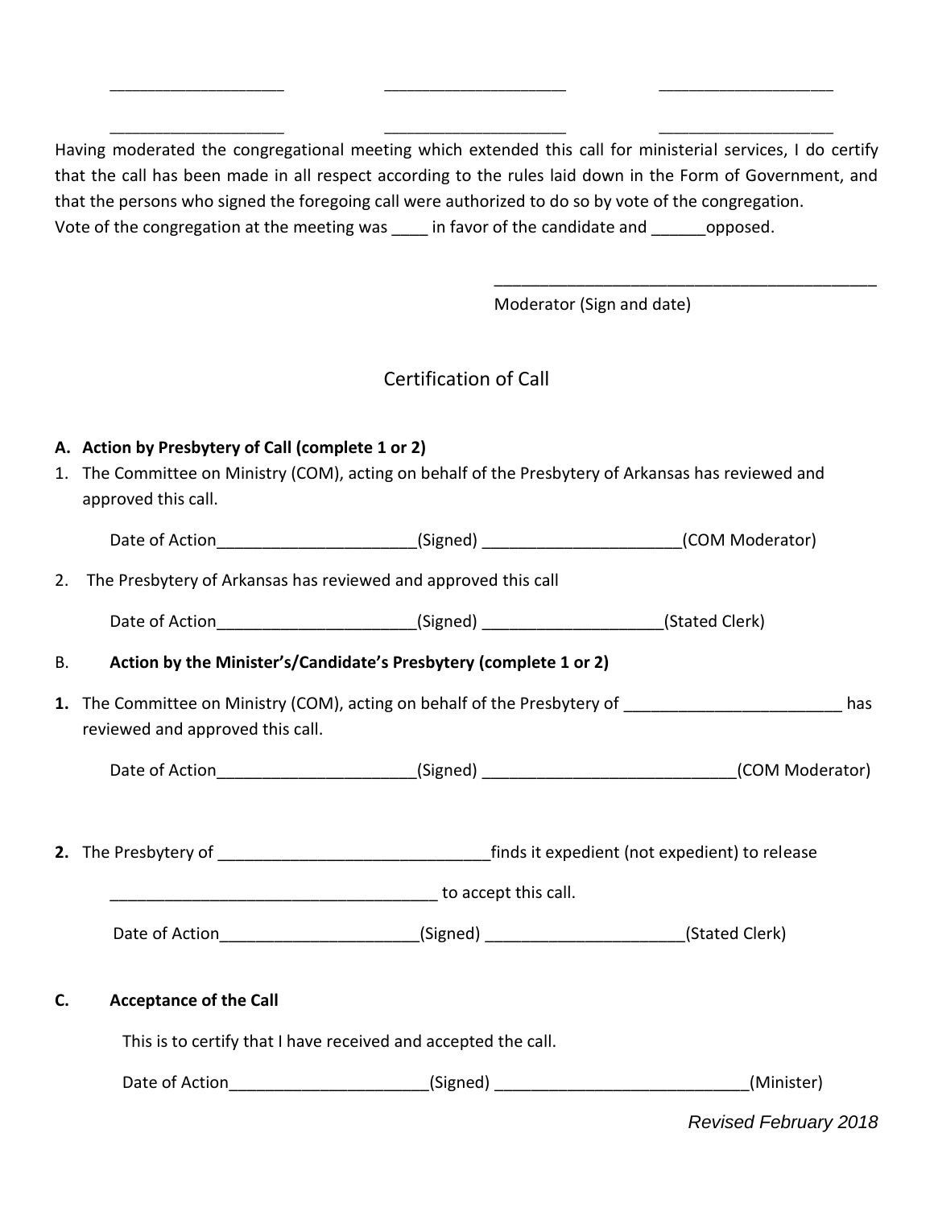\_\_\_\_\_\_\_\_\_\_\_\_\_\_\_\_\_\_\_ \_\_\_\_\_\_\_\_\_\_\_\_\_\_\_\_\_\_\_\_ \_\_\_\_\_\_\_\_\_\_\_\_\_\_\_\_\_\_\_

\_\_\_\_\_\_\_\_\_\_\_\_\_\_\_\_\_\_\_ \_\_\_\_\_\_\_\_\_\_\_\_\_\_\_\_\_\_\_\_ \_\_\_\_\_\_\_\_\_\_\_\_\_\_\_\_\_\_\_

Having moderated the congregational meeting which extended this call for ministerial services, I do certify that the call has been made in all respect according to the rules laid down in the Form of Government, and that the persons who signed the foregoing call were authorized to do so by vote of the congregation.
Vote of the congregation at the meeting was ____ in favor of the candidate and ______opposed.

\_\_\_\_\_\_\_\_\_\_\_\_\_\_\_\_\_\_\_\_\_\_\_\_\_\_\_\_\_\_\_\_\_\_\_\_\_\_\_\_\_\_\_
Moderator (Sign and date)

## Certification of Call

**A. Action by Presbytery of Call (complete 1 or 2)**

1. The Committee on Ministry (COM), acting on behalf of the Presbytery of Arkansas has reviewed and approved this call.

   Date of Action______________________(Signed) ______________________(COM Moderator)

2. The Presbytery of Arkansas has reviewed and approved this call

   Date of Action______________________(Signed) ____________________(Stated Clerk)

B. **Action by the Minister's/Candidate's Presbytery (complete 1 or 2)**

**1.** The Committee on Ministry (COM), acting on behalf of the Presbytery of ________________________ has reviewed and approved this call.

   Date of Action______________________(Signed) ____________________________(COM Moderator)

**2.** The Presbytery of ______________________________finds it expedient (not expedient) to release

   ____________________________________ to accept this call.

   Date of Action______________________(Signed) ______________________(Stated Clerk)

**C. Acceptance of the Call**

This is to certify that I have received and accepted the call.

Date of Action______________________(Signed) ____________________________(Minister)

*Revised February 2018*